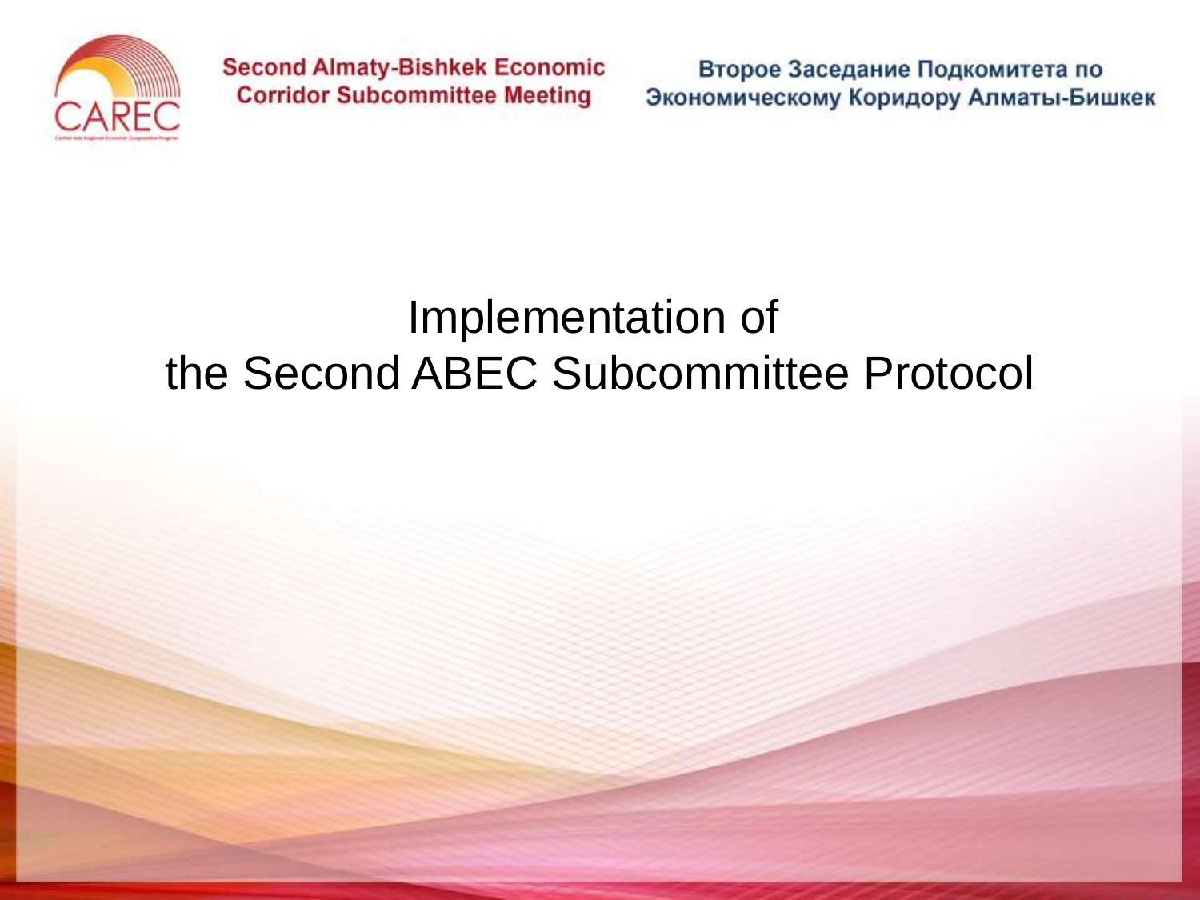Second Almaty-Bishkek Economic Corridor Subcommittee Meeting

Второе Заседание Подкомитета по Экономическому Коридору Алматы-Бишкек

# Implementation of the Second ABEC Subcommittee Protocol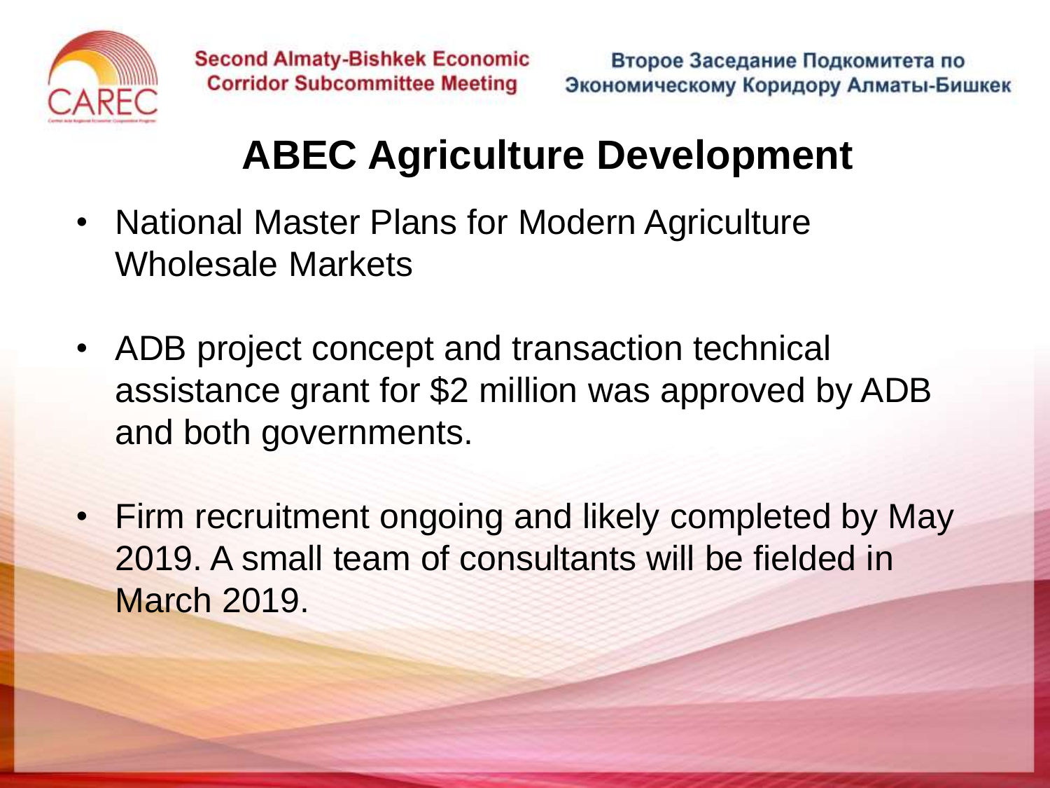# ABEC Agriculture Development

- National Master Plans for Modern Agriculture Wholesale Markets
- ADB project concept and transaction technical assistance grant for $2 million was approved by ADB and both governments.
- Firm recruitment ongoing and likely completed by May 2019. A small team of consultants will be fielded in March 2019.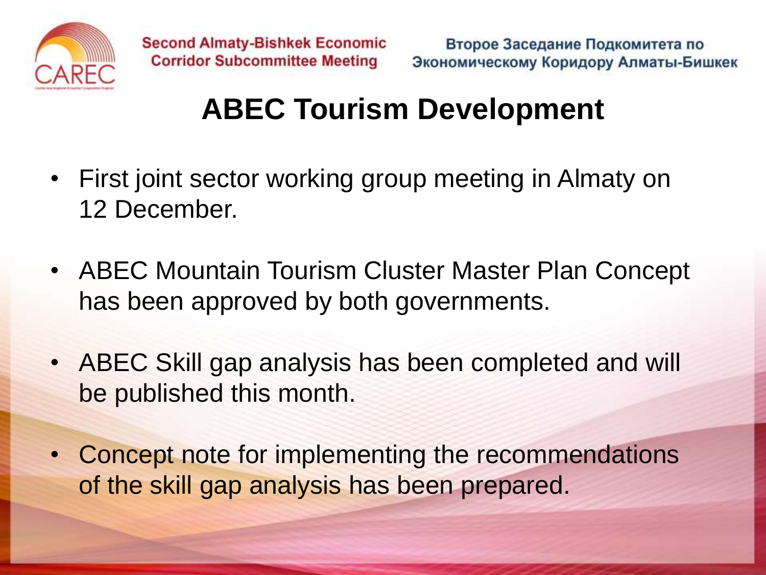# ABEC Tourism Development

- First joint sector working group meeting in Almaty on 12 December.
- ABEC Mountain Tourism Cluster Master Plan Concept has been approved by both governments.
- ABEC Skill gap analysis has been completed and will be published this month.
- Concept note for implementing the recommendations of the skill gap analysis has been prepared.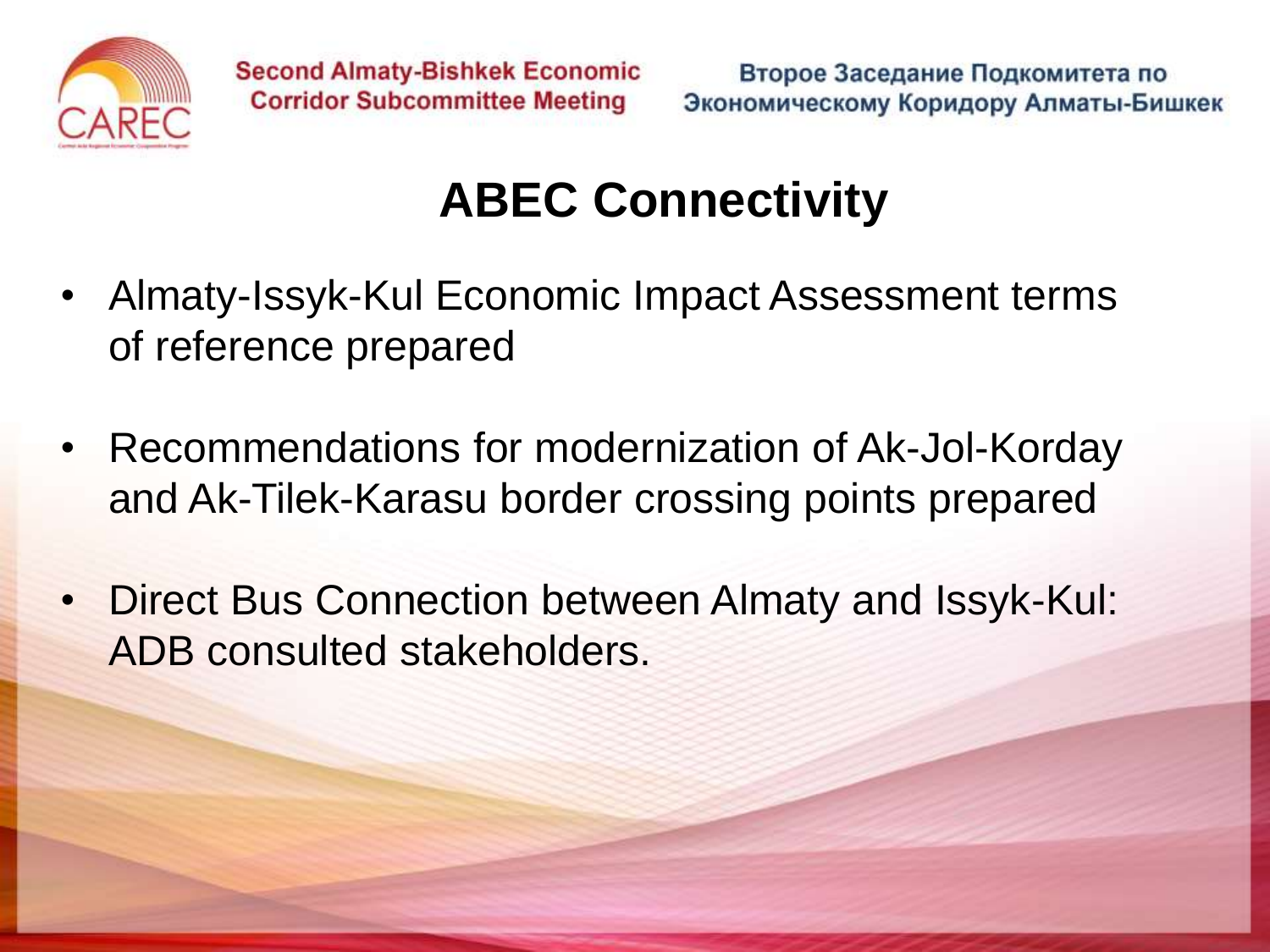# ABEC Connectivity

- Almaty-Issyk-Kul Economic Impact Assessment terms of reference prepared
- Recommendations for modernization of Ak-Jol-Korday and Ak-Tilek-Karasu border crossing points prepared
- Direct Bus Connection between Almaty and Issyk-Kul: ADB consulted stakeholders.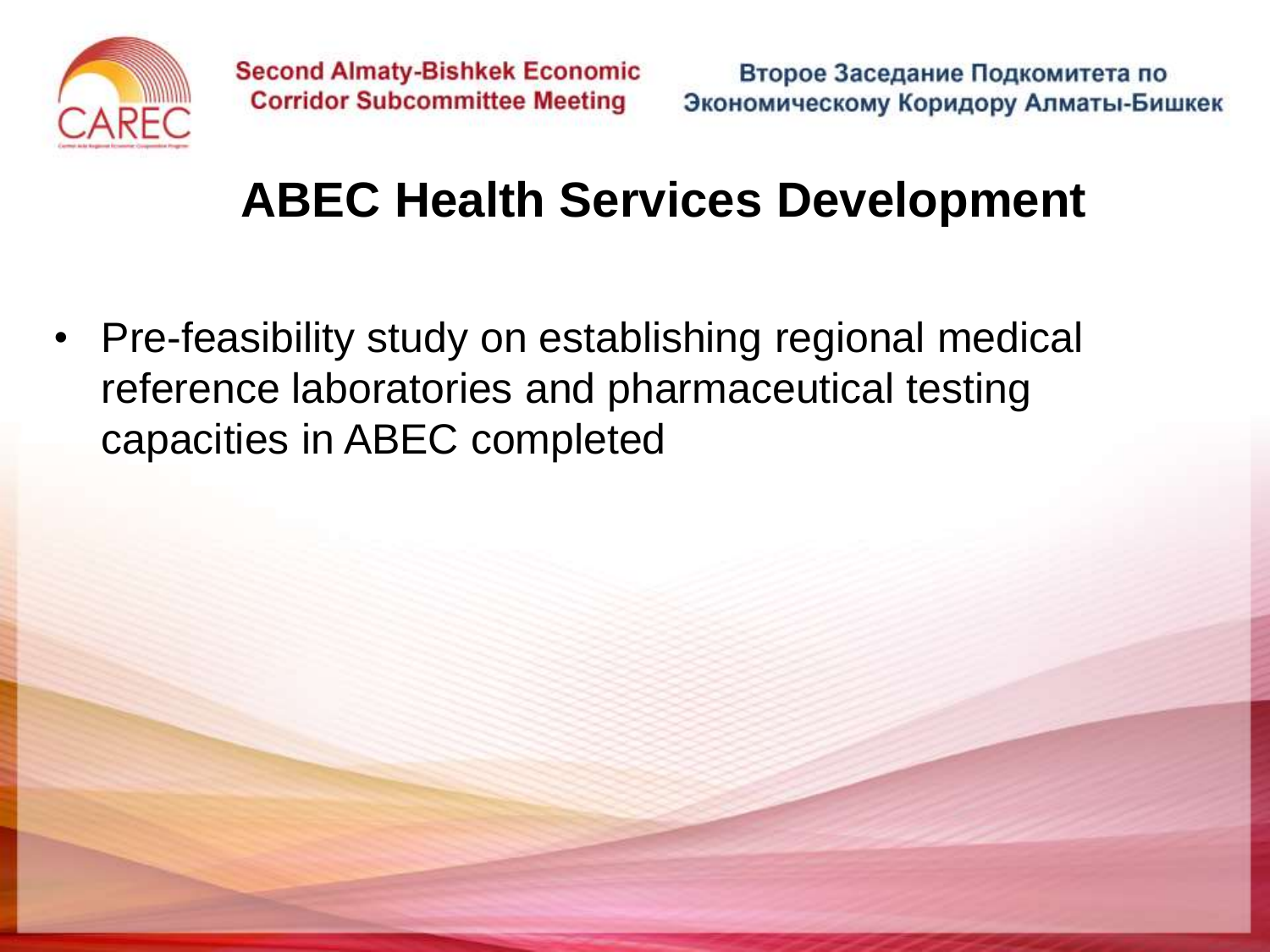# ABEC Health Services Development

- Pre-feasibility study on establishing regional medical reference laboratories and pharmaceutical testing capacities in ABEC completed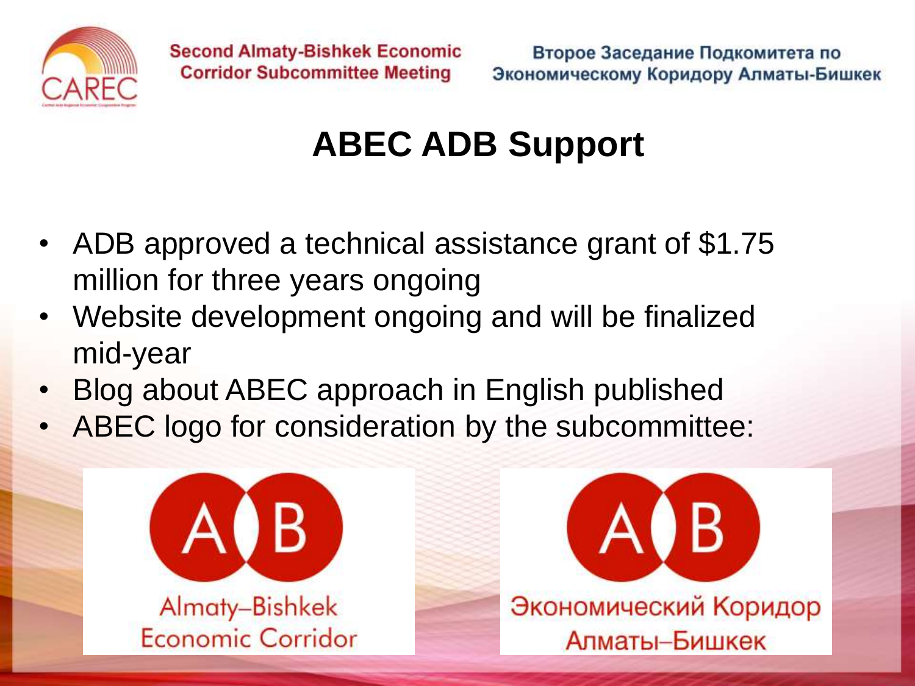# ABEC ADB Support

- ADB approved a technical assistance grant of $1.75 million for three years ongoing
- Website development ongoing and will be finalized mid-year
- Blog about ABEC approach in English published
- ABEC logo for consideration by the subcommittee:

A B

Almaty–Bishkek Economic Corridor

A B

Экономический Коридор Алматы–Бишкек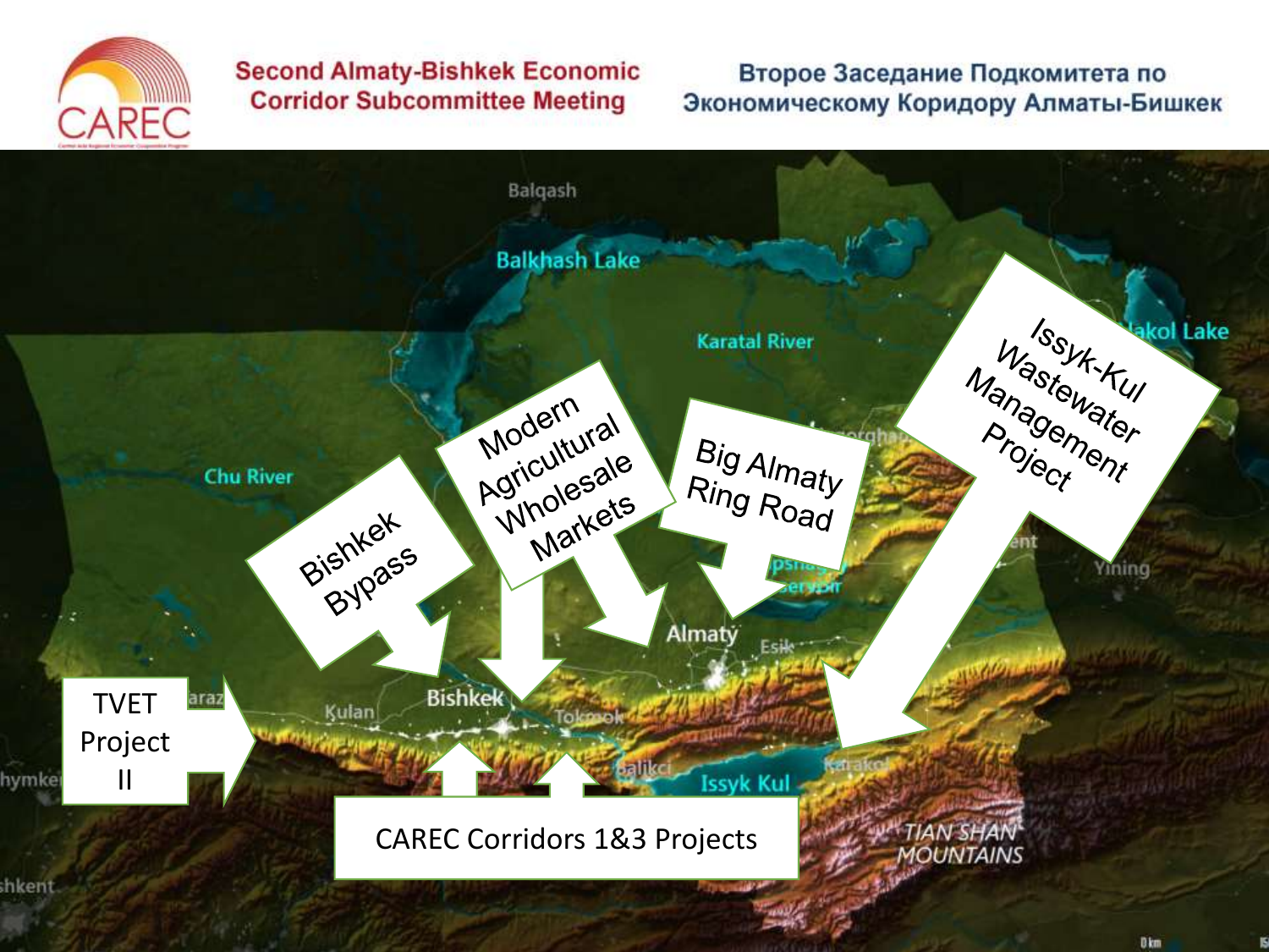Second Almaty-Bishkek Economic Corridor Subcommittee Meeting

Второе Заседание Подкомитета по Экономическому Коридору Алматы-Бишкек

Bishkek Bypass

Modern Agricultural Wholesale Markets

Big Almaty Ring Road

Issyk-Kul Wastewater Management Project

TVET Project II

CAREC Corridors 1&3 Projects